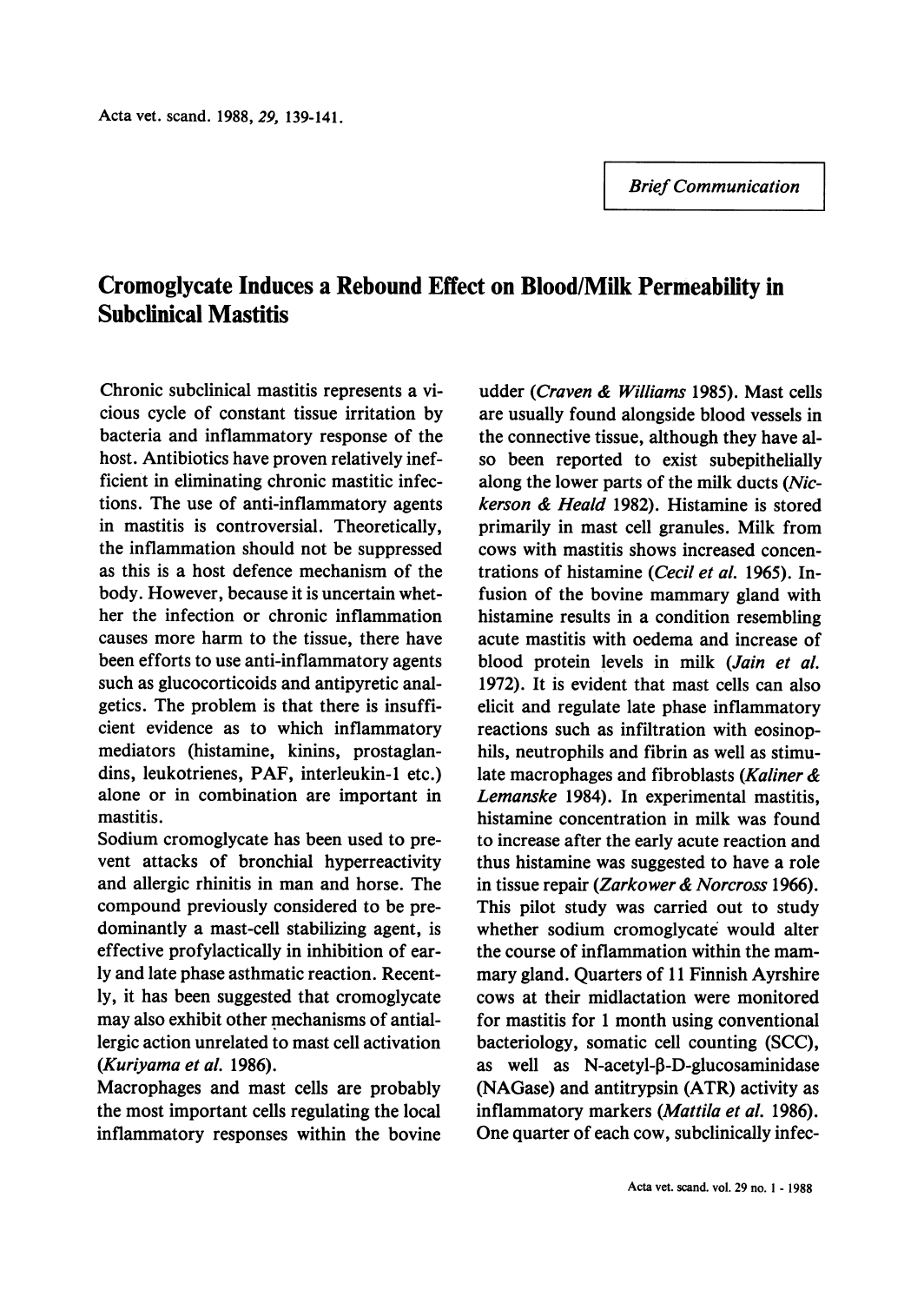*Brief Communication*

# Cromoglycate Induces a Rebound Effect on Blood/Milk Permeability in Subclinical Mastitis

Chronic subclinical mastitis represents a vicious cycle of constant tissue irritation by bacteria and inflammatory response of the host. Antibiotics have proven relatively inefficient in eliminating chronic mastitic infections. The use of anti-inflammatory agents in mastitis is controversial. Theoretically, the inflammation should not be suppressed as this is a host defence mechanism of the body. However, because it is uncertain whether the infection or chronic inflammation causes more harm to the tissue, there have been efforts to use anti-inflammatory agents such as glucocorticoids and antipyretic analgetics. The problem is that there is insufficient evidence as to which inflammatory mediators (histamine, kinins, prostaglandins, leukotrienes, PAF, interleukin-1 etc.) alone or in combination are important in mastitis.

Sodium cromoglycate has been used to prevent attacks of bronchial hyperreactivity and allergic rhinitis in man and horse. The compound previously considered to be predominantly a mast-cell stabilizing agent, is effective profylactically in inhibition of early and late phase asthmatic reaction. Recently, it has been suggested that cromoglycate may also exhibit other mechanisms of antiallergic action unrelated to mast cell activation (*Kuriyama et al.* 1986).

Macrophages and mast cells are probably the most important cells regulating the local inflammatory responses within the bovine udder (*Craven & Williams* 1985). Mast cells are usually found alongside blood vessels in the connective tissue, although they have also been reported to exist subepithelially along the lower parts of the milk ducts (*Nickerson & Heald* 1982). Histamine is stored primarily in mast cell granules. Milk from cows with mastitis shows increased concentrations of histamine (*Cecil et al.* 1965). Infusion of the bovine mammary gland with histamine results in a condition resembling acute mastitis with oedema and increase of blood protein levels in milk (*Jain et al.* 1972). It is evident that mast cells can also elicit and regulate late phase inflammatory reactions such as infiltration with eosinophils, neutrophils and fibrin as well as stimulate macrophages and fibroblasts (*Kaliner & Lemanske* 1984). In experimental mastitis, histamine concentration in milk was found to increase after the early acute reaction and thus histamine was suggested to have a role in tissue repair (*Zarkower & Norcross* 1966). This pilot study was carried out to study whether sodium cromoglycate would alter the course of inflammation within the mammary gland. Quarters of 11 Finnish Ayrshire cows at their midlactation were monitored for mastitis for 1 month using conventional bacteriology, somatic cell counting (SCC), as well as N-acetyl-β-D-glucosaminidase (NAGase) and antitrypsin (ATR) activity as inflammatory markers (*Mattila et al.* 1986). One quarter of each cow, subclinically infec-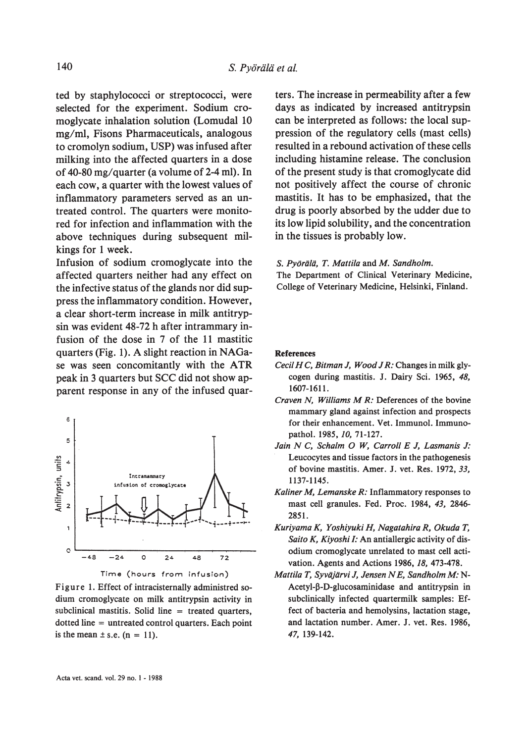ted by staphylococci or streptococci, were selected for the experiment. Sodium cromoglycate inhalation solution (Lomudal 10 mg/ml, Fisons Pharmaceuticals, analogous to cromolyn sodium, USP) was infused after milking into the affected quarters in a dose of 40-80 mg/quarter (a volume of 2-4 ml). In each cow, a quarter with the lowest values of inflammatory parameters served as an untreated control. The quarters were monitored for infection and inflammation with the above techniques during subsequent milkings for 1 week.

Infusion of sodium cromoglycate into the affected quarters neither had any effect on the infective status of the glands nor did suppress the inflammatory condition. However, a clear short-term increase in milk antitrypsin was evident 48-72 h after intrammary infusion of the dose in 7 of the 11 mastitic quarters (Fig. 1). A slight reaction in NAGase was seen concomitantly with the ATR peak in 3 quarters but SCC did not show apparent response in any of the infused quarters. The increase in permeability after a few days as indicated by increased antitrypsin can be interpreted as follows: the local suppression of the regulatory cells (mast cells) resulted in a rebound activation of these cells including histamine release. The conclusion of the present study is that cromoglycate did not positively affect the course of chronic mastitis. It has to be emphasized, that the drug is poorly absorbed by the udder due to its low lipid solubility, and the concentration in the tissues is probably low.

Figure 1. Effect of intracisternally administred sodium cromoglycate on milk antitrypsin activity in subclinical mastitis. Solid line = treated quarters, dotted line = untreated control quarters. Each point is the mean ± s.e. (n = 11).

*S. Pyörälä, T. Mattila* and *M. Sandholm.*
The Department of Clinical Veterinary Medicine, College of Veterinary Medicine, Helsinki, Finland.

**References**

*Cecil H C, Bitman J, Wood J R:* Changes in milk glycogen during mastitis. J. Dairy Sci. 1965, *48,* 1607-1611.

*Craven N, Williams M R:* Deferences of the bovine mammary gland against infection and prospects for their enhancement. Vet. Immunol. Immunopathol. 1985, *10,* 71-127.

*Jain N C, Schalm O W, Carroll E J, Lasmanis J:* Leucocytes and tissue factors in the pathogenesis of bovine mastitis. Amer. J. vet. Res. 1972, *33,* 1137-1145.

*Kaliner M, Lemanske R:* Inflammatory responses to mast cell granules. Fed. Proc. 1984, *43,* 2846-2851.

*Kuriyama K, Yoshiyuki H, Nagatahira R, Okuda T, Saito K, Kiyoshi I:* An antiallergic activity of disodium cromoglycate unrelated to mast cell activation. Agents and Actions 1986, *18,* 473-478.

*Mattila T, Syväjärvi J, Jensen N E, Sandholm M:* N-Acetyl-β-D-glucosaminidase and antitrypsin in subclinically infected quartermilk samples: Effect of bacteria and hemolysins, lactation stage, and lactation number. Amer. J. vet. Res. 1986, *47,* 139-142.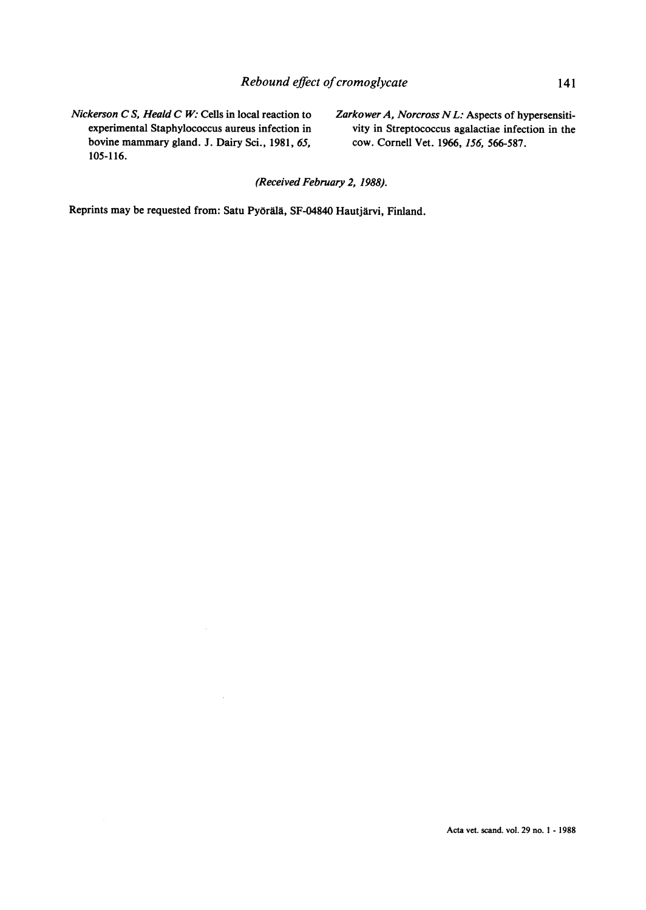*Nickerson C S, Heald C W:* Cells in local reaction to experimental Staphylococcus aureus infection in bovine mammary gland. J. Dairy Sci., 1981, *65*, 105-116.

*Zarkower A, Norcross N L:* Aspects of hypersensitivity in Streptococcus agalactiae infection in the cow. Cornell Vet. 1966, *156*, 566-587.

*(Received February 2, 1988).*

Reprints may be requested from: Satu Pyörälä, SF-04840 Hautjärvi, Finland.